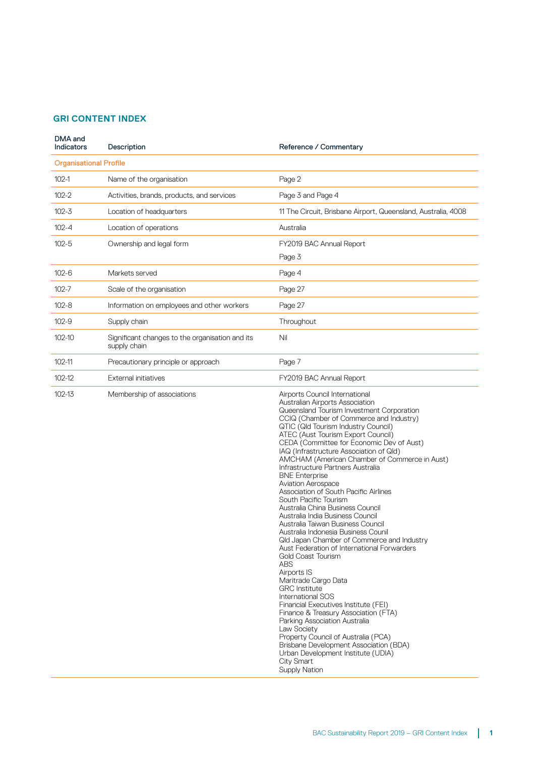## GRI CONTENT INDEX

| DMA and Indicators | Description | Reference / Commentary |
|---|---|---|
| **Organisational Profile** | | |
| 102-1 | Name of the organisation | Page 2 |
| 102-2 | Activities, brands, products, and services | Page 3 and Page 4 |
| 102-3 | Location of headquarters | 11 The Circuit, Brisbane Airport, Queensland, Australia, 4008 |
| 102-4 | Location of operations | Australia |
| 102-5 | Ownership and legal form | FY2019 BAC Annual Report<br>Page 3 |
| 102-6 | Markets served | Page 4 |
| 102-7 | Scale of the organisation | Page 27 |
| 102-8 | Information on employees and other workers | Page 27 |
| 102-9 | Supply chain | Throughout |
| 102-10 | Significant changes to the organisation and its supply chain | Nil |
| 102-11 | Precautionary principle or approach | Page 7 |
| 102-12 | External initiatives | FY2019 BAC Annual Report |
| 102-13 | Membership of associations | Airports Council International<br>Australian Airports Association<br>Queensland Tourism Investment Corporation<br>CCIQ (Chamber of Commerce and Industry)<br>QTIC (Qld Tourism Industry Council)<br>ATEC (Aust Tourism Export Council)<br>CEDA (Committee for Economic Dev of Aust)<br>IAQ (Infrastructure Association of Qld)<br>AMCHAM (American Chamber of Commerce in Aust)<br>Infrastructure Partners Australia<br>BNE Enterprise<br>Aviation Aerospace<br>Association of South Pacific Airlines<br>South Pacific Tourism<br>Australia China Business Council<br>Australia India Business Council<br>Australia Taiwan Business Council<br>Australia Indonesia Business Counil<br>Qld Japan Chamber of Commerce and Industry<br>Aust Federation of International Forwarders<br>Gold Coast Tourism<br>ABS<br>Airports IS<br>Maritrade Cargo Data<br>GRC Institute<br>International SOS<br>Financial Executives Institute (FEI)<br>Finance & Treasury Association (FTA)<br>Parking Association Australia<br>Law Society<br>Property Council of Australia (PCA)<br>Brisbane Development Association (BDA)<br>Urban Development Institute (UDIA)<br>City Smart<br>Supply Nation |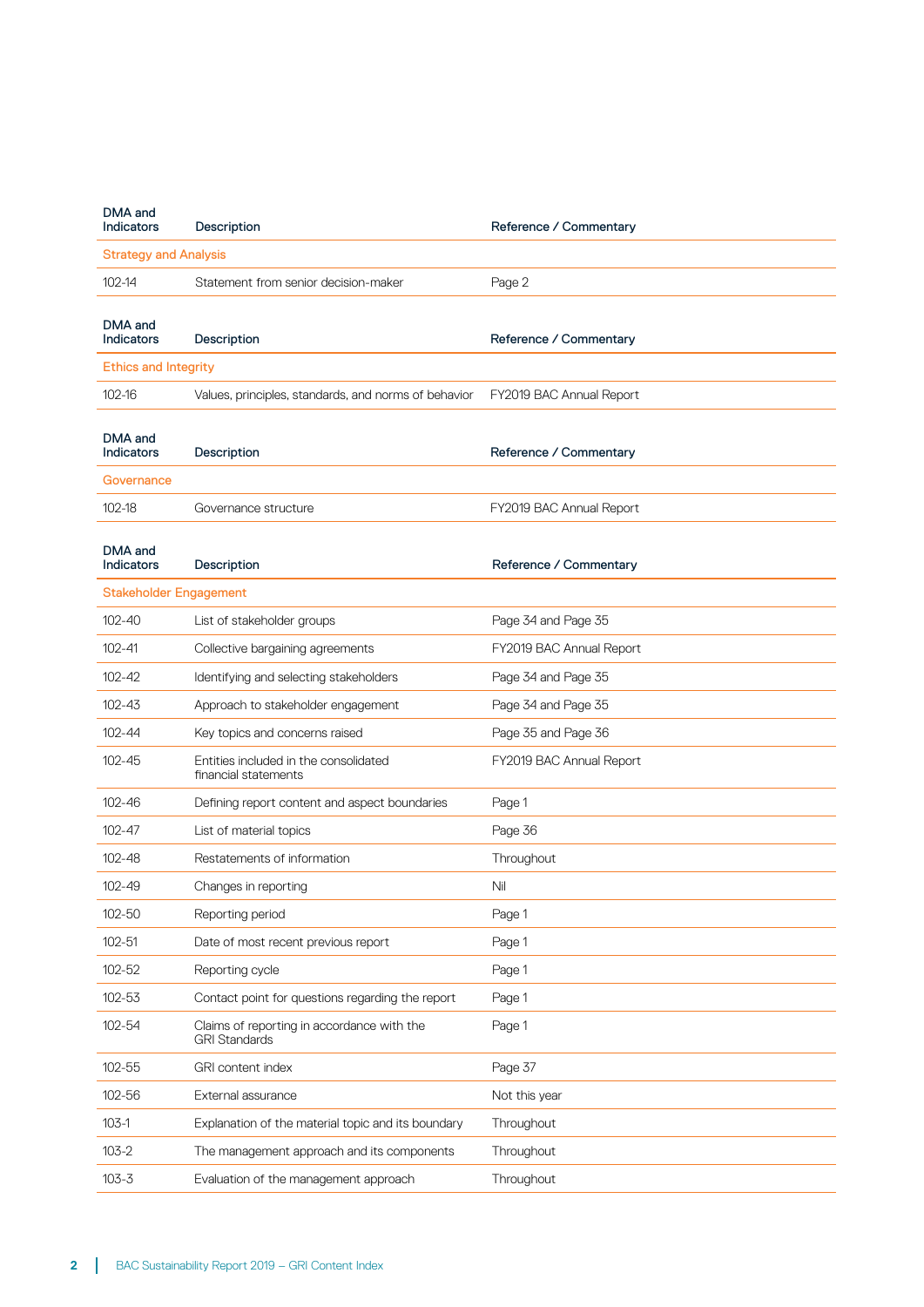| DMA and Indicators | Description | Reference / Commentary |
|---|---|---|
| **Strategy and Analysis** | | |
| 102-14 | Statement from senior decision-maker | Page 2 |

| DMA and Indicators | Description | Reference / Commentary |
|---|---|---|
| **Ethics and Integrity** | | |
| 102-16 | Values, principles, standards, and norms of behavior | FY2019 BAC Annual Report |

| DMA and Indicators | Description | Reference / Commentary |
|---|---|---|
| **Governance** | | |
| 102-18 | Governance structure | FY2019 BAC Annual Report |

| DMA and Indicators | Description | Reference / Commentary |
|---|---|---|
| **Stakeholder Engagement** | | |
| 102-40 | List of stakeholder groups | Page 34 and Page 35 |
| 102-41 | Collective bargaining agreements | FY2019 BAC Annual Report |
| 102-42 | Identifying and selecting stakeholders | Page 34 and Page 35 |
| 102-43 | Approach to stakeholder engagement | Page 34 and Page 35 |
| 102-44 | Key topics and concerns raised | Page 35 and Page 36 |
| 102-45 | Entities included in the consolidated financial statements | FY2019 BAC Annual Report |
| 102-46 | Defining report content and aspect boundaries | Page 1 |
| 102-47 | List of material topics | Page 36 |
| 102-48 | Restatements of information | Throughout |
| 102-49 | Changes in reporting | Nil |
| 102-50 | Reporting period | Page 1 |
| 102-51 | Date of most recent previous report | Page 1 |
| 102-52 | Reporting cycle | Page 1 |
| 102-53 | Contact point for questions regarding the report | Page 1 |
| 102-54 | Claims of reporting in accordance with the GRI Standards | Page 1 |
| 102-55 | GRI content index | Page 37 |
| 102-56 | External assurance | Not this year |
| 103-1 | Explanation of the material topic and its boundary | Throughout |
| 103-2 | The management approach and its components | Throughout |
| 103-3 | Evaluation of the management approach | Throughout |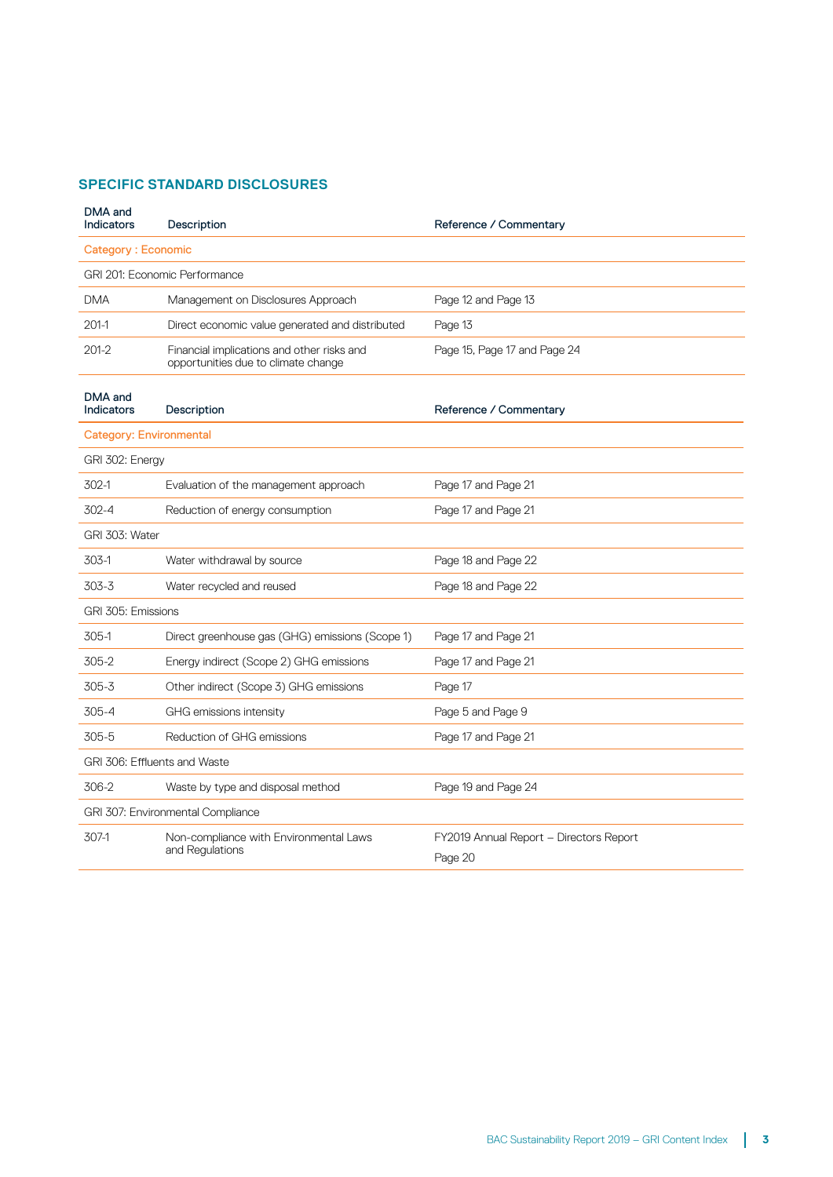## SPECIFIC STANDARD DISCLOSURES

| DMA and Indicators | Description | Reference / Commentary |
|---|---|---|
| Category : Economic | | |
| GRI 201: Economic Performance | | |
| DMA | Management on Disclosures Approach | Page 12 and Page 13 |
| 201-1 | Direct economic value generated and distributed | Page 13 |
| 201-2 | Financial implications and other risks and opportunities due to climate change | Page 15, Page 17 and Page 24 |

| DMA and Indicators | Description | Reference / Commentary |
|---|---|---|
| Category: Environmental | | |
| GRI 302: Energy | | |
| 302-1 | Evaluation of the management approach | Page 17 and Page 21 |
| 302-4 | Reduction of energy consumption | Page 17 and Page 21 |
| GRI 303: Water | | |
| 303-1 | Water withdrawal by source | Page 18 and Page 22 |
| 303-3 | Water recycled and reused | Page 18 and Page 22 |
| GRI 305: Emissions | | |
| 305-1 | Direct greenhouse gas (GHG) emissions (Scope 1) | Page 17 and Page 21 |
| 305-2 | Energy indirect (Scope 2) GHG emissions | Page 17 and Page 21 |
| 305-3 | Other indirect (Scope 3) GHG emissions | Page 17 |
| 305-4 | GHG emissions intensity | Page 5 and Page 9 |
| 305-5 | Reduction of GHG emissions | Page 17 and Page 21 |
| GRI 306: Effluents and Waste | | |
| 306-2 | Waste by type and disposal method | Page 19 and Page 24 |
| GRI 307: Environmental Compliance | | |
| 307-1 | Non-compliance with Environmental Laws and Regulations | FY2019 Annual Report – Directors Report<br>Page 20 |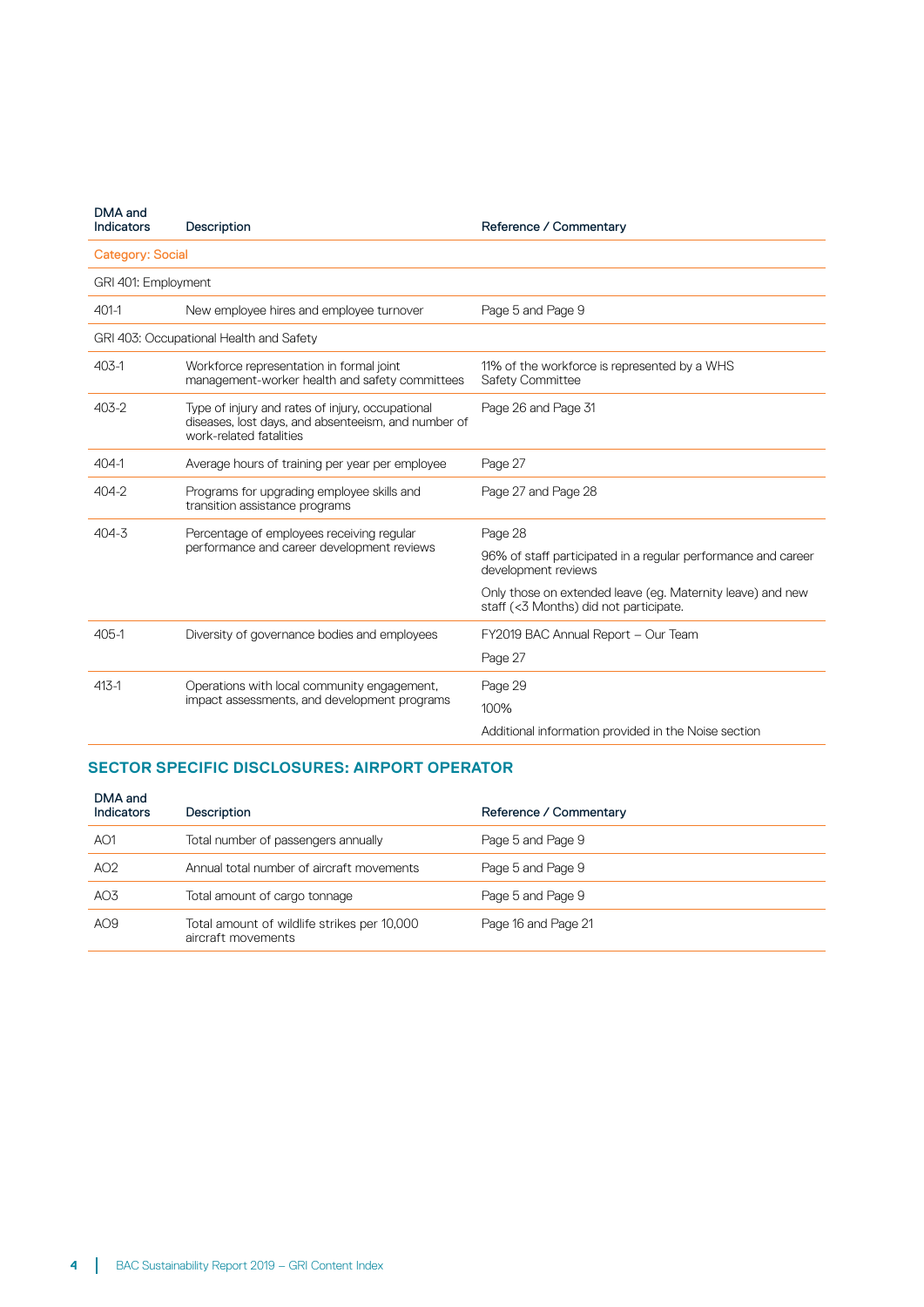| DMA and Indicators | Description | Reference / Commentary |
|---|---|---|
| Category: Social | | |
| GRI 401: Employment | | |
| 401-1 | New employee hires and employee turnover | Page 5 and Page 9 |
| GRI 403: Occupational Health and Safety | | |
| 403-1 | Workforce representation in formal joint management-worker health and safety committees | 11% of the workforce is represented by a WHS Safety Committee |
| 403-2 | Type of injury and rates of injury, occupational diseases, lost days, and absenteeism, and number of work-related fatalities | Page 26 and Page 31 |
| 404-1 | Average hours of training per year per employee | Page 27 |
| 404-2 | Programs for upgrading employee skills and transition assistance programs | Page 27 and Page 28 |
| 404-3 | Percentage of employees receiving regular performance and career development reviews | Page 28<br>96% of staff participated in a regular performance and career development reviews<br>Only those on extended leave (eg. Maternity leave) and new staff (<3 Months) did not participate. |
| 405-1 | Diversity of governance bodies and employees | FY2019 BAC Annual Report – Our Team<br>Page 27 |
| 413-1 | Operations with local community engagement, impact assessments, and development programs | Page 29<br>100%<br>Additional information provided in the Noise section |

## SECTOR SPECIFIC DISCLOSURES: AIRPORT OPERATOR

| DMA and Indicators | Description | Reference / Commentary |
|---|---|---|
| AO1 | Total number of passengers annually | Page 5 and Page 9 |
| AO2 | Annual total number of aircraft movements | Page 5 and Page 9 |
| AO3 | Total amount of cargo tonnage | Page 5 and Page 9 |
| AO9 | Total amount of wildlife strikes per 10,000 aircraft movements | Page 16 and Page 21 |